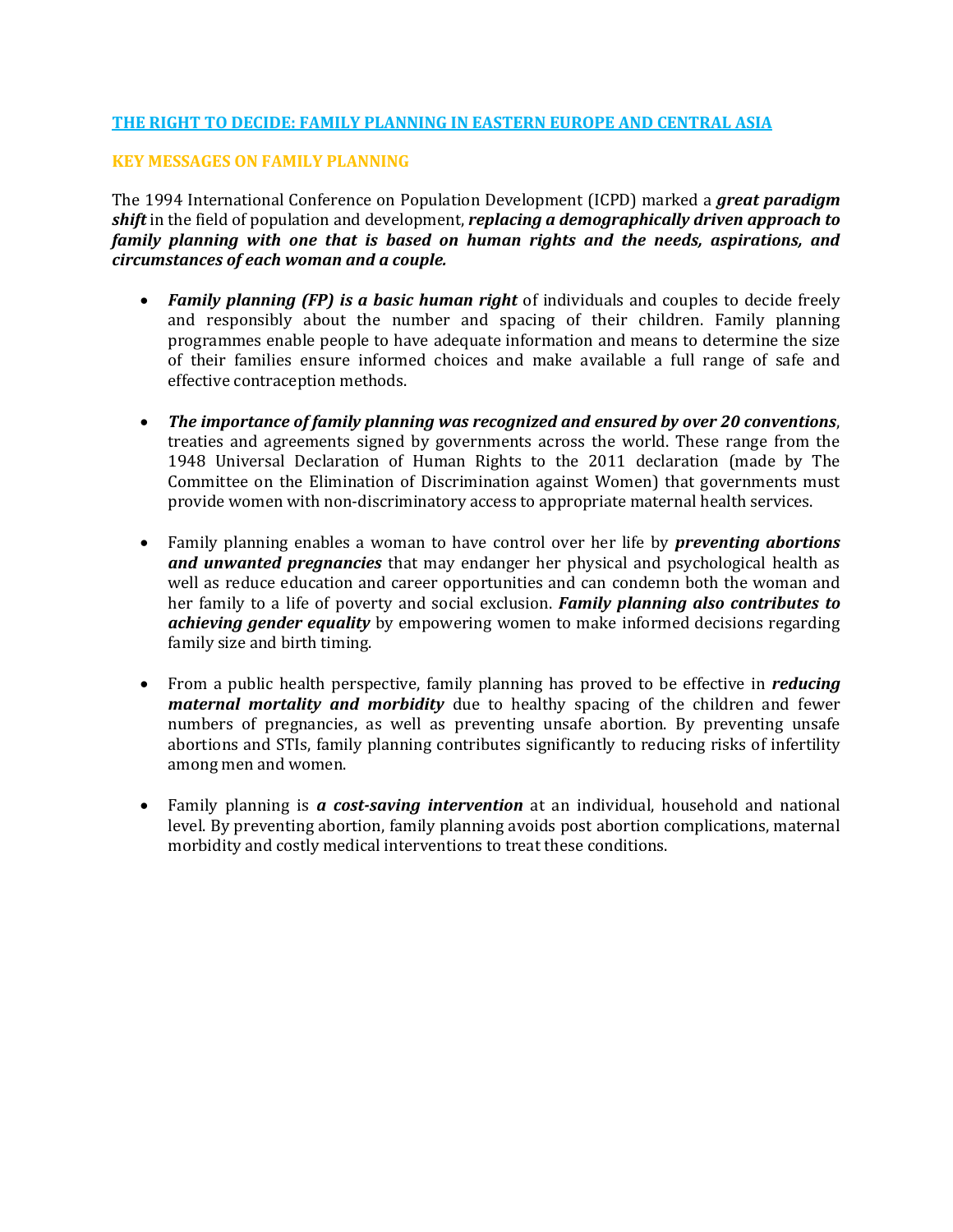# THE RIGHT TO DECIDE: FAMILY PLANNING IN EASTERN EUROPE AND CENTRAL ASIA

## KEY MESSAGES ON FAMILY PLANNING

The 1994 International Conference on Population Development (ICPD) marked a ***great paradigm shift*** in the field of population and development, ***replacing a demographically driven approach to family planning with one that is based on human rights and the needs, aspirations, and circumstances of each woman and a couple.***

- ***Family planning (FP) is a basic human right*** of individuals and couples to decide freely and responsibly about the number and spacing of their children. Family planning programmes enable people to have adequate information and means to determine the size of their families ensure informed choices and make available a full range of safe and effective contraception methods.

- ***The importance of family planning was recognized and ensured by over 20 conventions***, treaties and agreements signed by governments across the world. These range from the 1948 Universal Declaration of Human Rights to the 2011 declaration (made by The Committee on the Elimination of Discrimination against Women) that governments must provide women with non-discriminatory access to appropriate maternal health services.

- Family planning enables a woman to have control over her life by ***preventing abortions and unwanted pregnancies*** that may endanger her physical and psychological health as well as reduce education and career opportunities and can condemn both the woman and her family to a life of poverty and social exclusion. ***Family planning also contributes to achieving gender equality*** by empowering women to make informed decisions regarding family size and birth timing.

- From a public health perspective, family planning has proved to be effective in ***reducing maternal mortality and morbidity*** due to healthy spacing of the children and fewer numbers of pregnancies, as well as preventing unsafe abortion. By preventing unsafe abortions and STIs, family planning contributes significantly to reducing risks of infertility among men and women.

- Family planning is ***a cost-saving intervention*** at an individual, household and national level. By preventing abortion, family planning avoids post abortion complications, maternal morbidity and costly medical interventions to treat these conditions.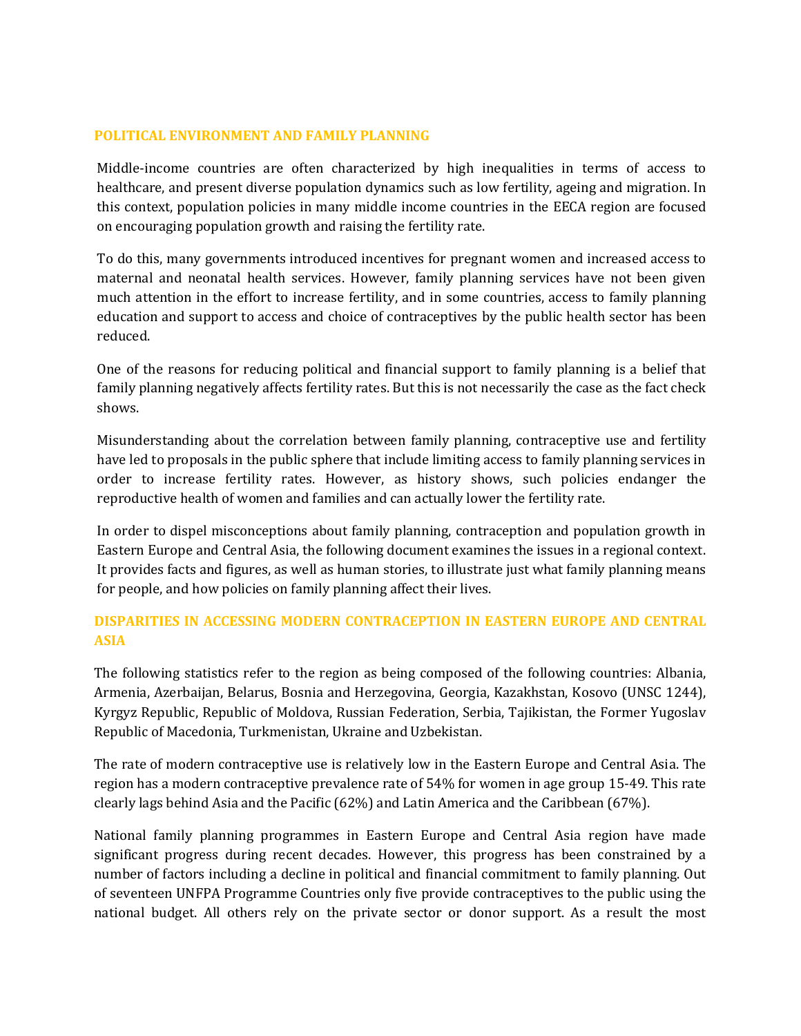## POLITICAL ENVIRONMENT AND FAMILY PLANNING

Middle-income countries are often characterized by high inequalities in terms of access to healthcare, and present diverse population dynamics such as low fertility, ageing and migration. In this context, population policies in many middle income countries in the EECA region are focused on encouraging population growth and raising the fertility rate.

To do this, many governments introduced incentives for pregnant women and increased access to maternal and neonatal health services. However, family planning services have not been given much attention in the effort to increase fertility, and in some countries, access to family planning education and support to access and choice of contraceptives by the public health sector has been reduced.

One of the reasons for reducing political and financial support to family planning is a belief that family planning negatively affects fertility rates. But this is not necessarily the case as the fact check shows.

Misunderstanding about the correlation between family planning, contraceptive use and fertility have led to proposals in the public sphere that include limiting access to family planning services in order to increase fertility rates. However, as history shows, such policies endanger the reproductive health of women and families and can actually lower the fertility rate.

In order to dispel misconceptions about family planning, contraception and population growth in Eastern Europe and Central Asia, the following document examines the issues in a regional context. It provides facts and figures, as well as human stories, to illustrate just what family planning means for people, and how policies on family planning affect their lives.

## DISPARITIES IN ACCESSING MODERN CONTRACEPTION IN EASTERN EUROPE AND CENTRAL ASIA

The following statistics refer to the region as being composed of the following countries: Albania, Armenia, Azerbaijan, Belarus, Bosnia and Herzegovina, Georgia, Kazakhstan, Kosovo (UNSC 1244), Kyrgyz Republic, Republic of Moldova, Russian Federation, Serbia, Tajikistan, the Former Yugoslav Republic of Macedonia, Turkmenistan, Ukraine and Uzbekistan.

The rate of modern contraceptive use is relatively low in the Eastern Europe and Central Asia. The region has a modern contraceptive prevalence rate of 54% for women in age group 15-49. This rate clearly lags behind Asia and the Pacific (62%) and Latin America and the Caribbean (67%).

National family planning programmes in Eastern Europe and Central Asia region have made significant progress during recent decades. However, this progress has been constrained by a number of factors including a decline in political and financial commitment to family planning. Out of seventeen UNFPA Programme Countries only five provide contraceptives to the public using the national budget. All others rely on the private sector or donor support. As a result the most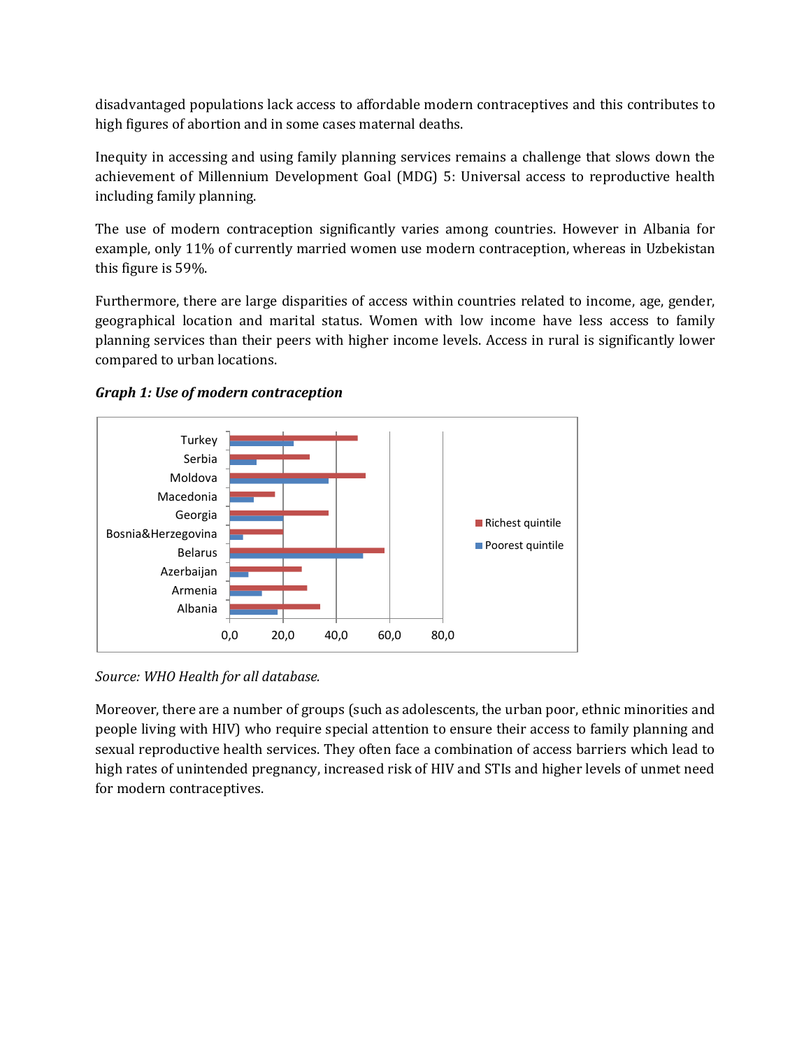disadvantaged populations lack access to affordable modern contraceptives and this contributes to high figures of abortion and in some cases maternal deaths.

Inequity in accessing and using family planning services remains a challenge that slows down the achievement of Millennium Development Goal (MDG) 5: Universal access to reproductive health including family planning.

The use of modern contraception significantly varies among countries. However in Albania for example, only 11% of currently married women use modern contraception, whereas in Uzbekistan this figure is 59%.

Furthermore, there are large disparities of access within countries related to income, age, gender, geographical location and marital status. Women with low income have less access to family planning services than their peers with higher income levels. Access in rural is significantly lower compared to urban locations.

***Graph 1: Use of modern contraception***

*Source: WHO Health for all database.*

Moreover, there are a number of groups (such as adolescents, the urban poor, ethnic minorities and people living with HIV) who require special attention to ensure their access to family planning and sexual reproductive health services. They often face a combination of access barriers which lead to high rates of unintended pregnancy, increased risk of HIV and STIs and higher levels of unmet need for modern contraceptives.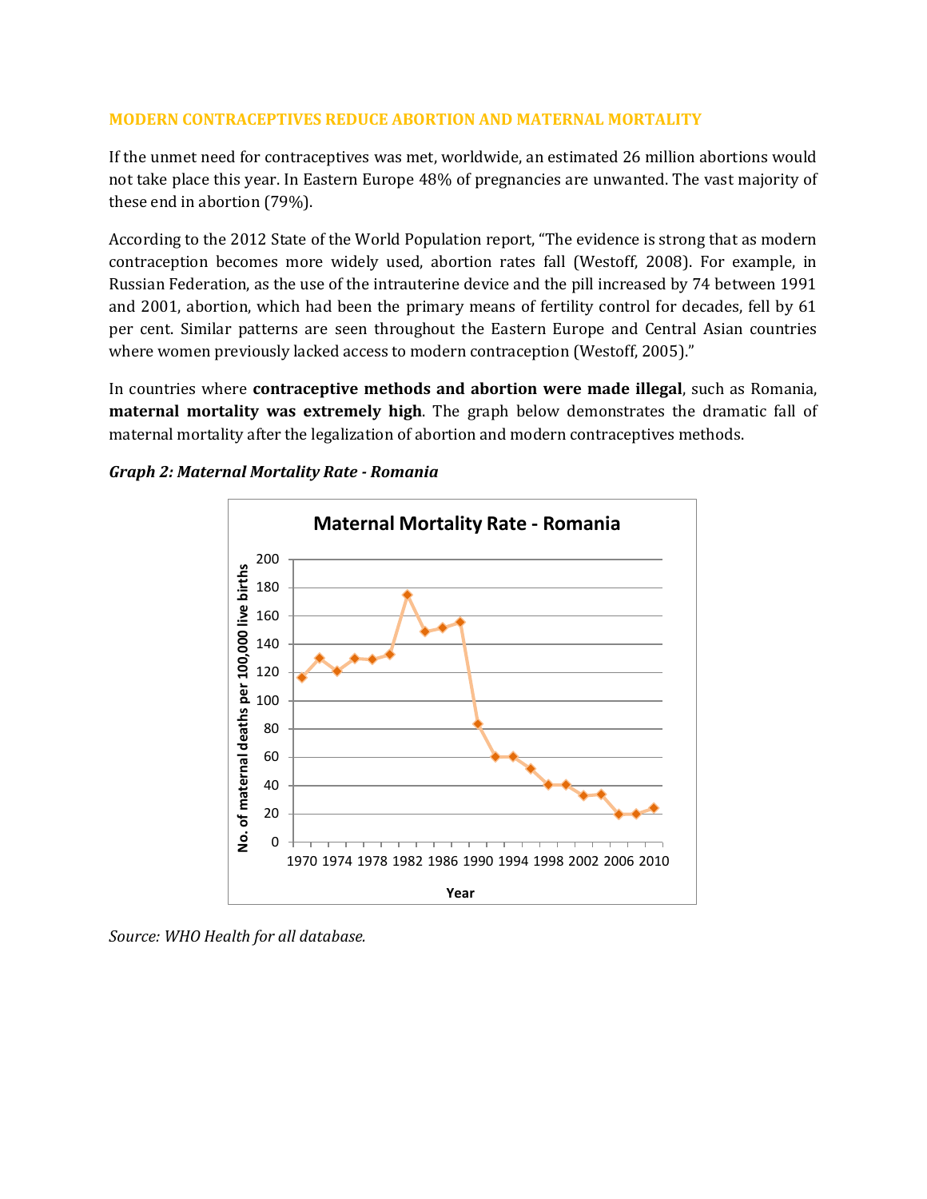## MODERN CONTRACEPTIVES REDUCE ABORTION AND MATERNAL MORTALITY

If the unmet need for contraceptives was met, worldwide, an estimated 26 million abortions would not take place this year. In Eastern Europe 48% of pregnancies are unwanted. The vast majority of these end in abortion (79%).

According to the 2012 State of the World Population report, "The evidence is strong that as modern contraception becomes more widely used, abortion rates fall (Westoff, 2008). For example, in Russian Federation, as the use of the intrauterine device and the pill increased by 74 between 1991 and 2001, abortion, which had been the primary means of fertility control for decades, fell by 61 per cent. Similar patterns are seen throughout the Eastern Europe and Central Asian countries where women previously lacked access to modern contraception (Westoff, 2005)."

In countries where **contraceptive methods and abortion were made illegal**, such as Romania, **maternal mortality was extremely high**. The graph below demonstrates the dramatic fall of maternal mortality after the legalization of abortion and modern contraceptives methods.

***Graph 2: Maternal Mortality Rate - Romania***

Maternal Mortality Rate - Romania

No. of maternal deaths per 100,000 live births

Year

*Source: WHO Health for all database.*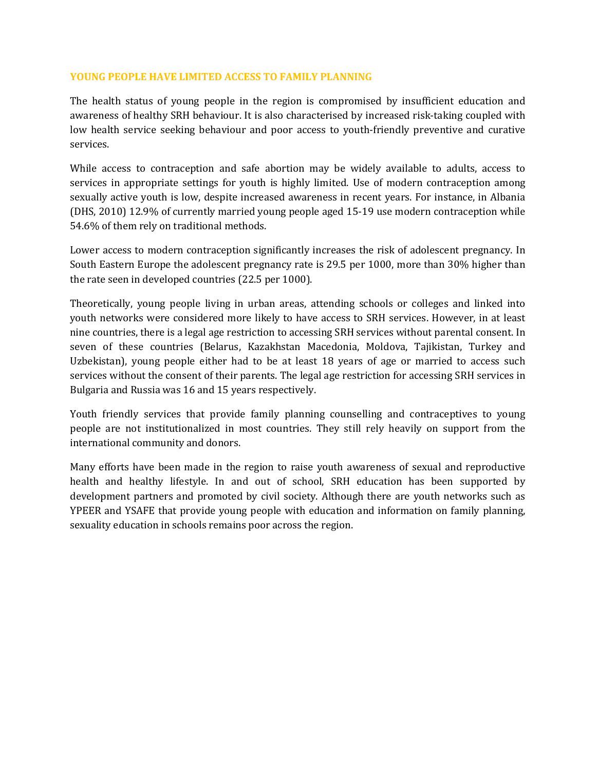## YOUNG PEOPLE HAVE LIMITED ACCESS TO FAMILY PLANNING

The health status of young people in the region is compromised by insufficient education and awareness of healthy SRH behaviour. It is also characterised by increased risk-taking coupled with low health service seeking behaviour and poor access to youth-friendly preventive and curative services.

While access to contraception and safe abortion may be widely available to adults, access to services in appropriate settings for youth is highly limited. Use of modern contraception among sexually active youth is low, despite increased awareness in recent years. For instance, in Albania (DHS, 2010) 12.9% of currently married young people aged 15-19 use modern contraception while 54.6% of them rely on traditional methods.

Lower access to modern contraception significantly increases the risk of adolescent pregnancy. In South Eastern Europe the adolescent pregnancy rate is 29.5 per 1000, more than 30% higher than the rate seen in developed countries (22.5 per 1000).

Theoretically, young people living in urban areas, attending schools or colleges and linked into youth networks were considered more likely to have access to SRH services. However, in at least nine countries, there is a legal age restriction to accessing SRH services without parental consent. In seven of these countries (Belarus, Kazakhstan Macedonia, Moldova, Tajikistan, Turkey and Uzbekistan), young people either had to be at least 18 years of age or married to access such services without the consent of their parents. The legal age restriction for accessing SRH services in Bulgaria and Russia was 16 and 15 years respectively.

Youth friendly services that provide family planning counselling and contraceptives to young people are not institutionalized in most countries. They still rely heavily on support from the international community and donors.

Many efforts have been made in the region to raise youth awareness of sexual and reproductive health and healthy lifestyle. In and out of school, SRH education has been supported by development partners and promoted by civil society. Although there are youth networks such as YPEER and YSAFE that provide young people with education and information on family planning, sexuality education in schools remains poor across the region.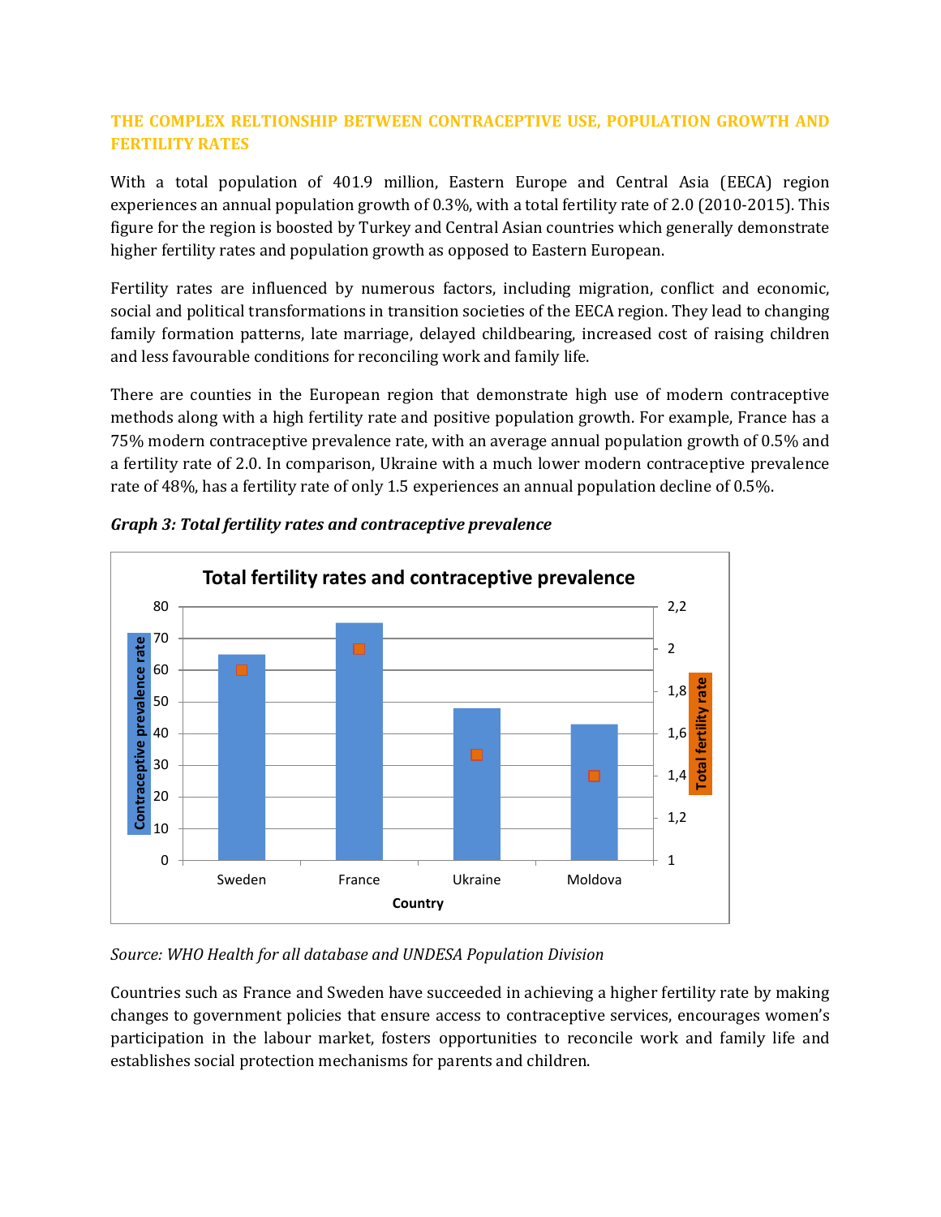## THE COMPLEX RELTIONSHIP BETWEEN CONTRACEPTIVE USE, POPULATION GROWTH AND FERTILITY RATES

With a total population of 401.9 million, Eastern Europe and Central Asia (EECA) region experiences an annual population growth of 0.3%, with a total fertility rate of 2.0 (2010-2015). This figure for the region is boosted by Turkey and Central Asian countries which generally demonstrate higher fertility rates and population growth as opposed to Eastern European.

Fertility rates are influenced by numerous factors, including migration, conflict and economic, social and political transformations in transition societies of the EECA region. They lead to changing family formation patterns, late marriage, delayed childbearing, increased cost of raising children and less favourable conditions for reconciling work and family life.

There are counties in the European region that demonstrate high use of modern contraceptive methods along with a high fertility rate and positive population growth. For example, France has a 75% modern contraceptive prevalence rate, with an average annual population growth of 0.5% and a fertility rate of 2.0. In comparison, Ukraine with a much lower modern contraceptive prevalence rate of 48%, has a fertility rate of only 1.5 experiences an annual population decline of 0.5%.

*Graph 3: Total fertility rates and contraceptive prevalence*

*Source: WHO Health for all database and UNDESA Population Division*

Countries such as France and Sweden have succeeded in achieving a higher fertility rate by making changes to government policies that ensure access to contraceptive services, encourages women's participation in the labour market, fosters opportunities to reconcile work and family life and establishes social protection mechanisms for parents and children.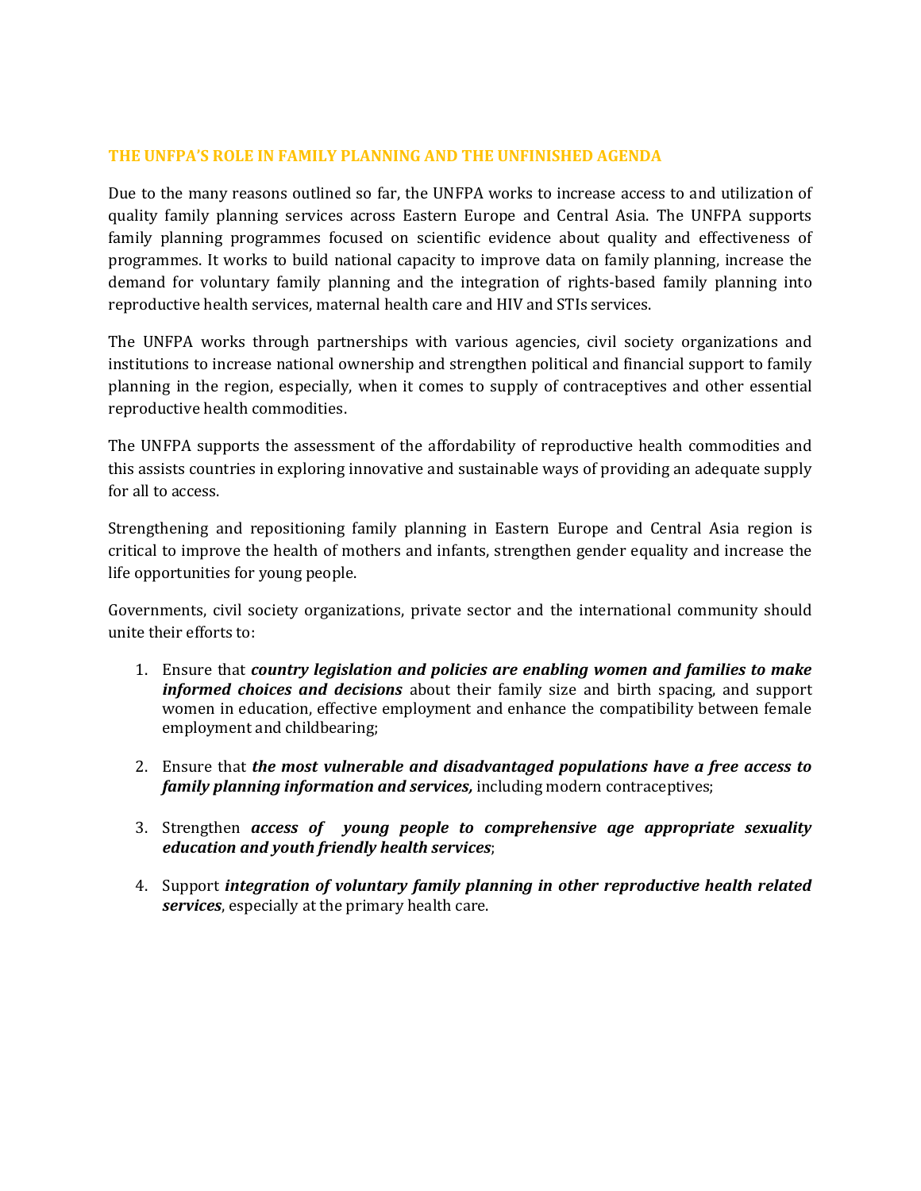## THE UNFPA'S ROLE IN FAMILY PLANNING AND THE UNFINISHED AGENDA

Due to the many reasons outlined so far, the UNFPA works to increase access to and utilization of quality family planning services across Eastern Europe and Central Asia. The UNFPA supports family planning programmes focused on scientific evidence about quality and effectiveness of programmes. It works to build national capacity to improve data on family planning, increase the demand for voluntary family planning and the integration of rights-based family planning into reproductive health services, maternal health care and HIV and STIs services.

The UNFPA works through partnerships with various agencies, civil society organizations and institutions to increase national ownership and strengthen political and financial support to family planning in the region, especially, when it comes to supply of contraceptives and other essential reproductive health commodities.

The UNFPA supports the assessment of the affordability of reproductive health commodities and this assists countries in exploring innovative and sustainable ways of providing an adequate supply for all to access.

Strengthening and repositioning family planning in Eastern Europe and Central Asia region is critical to improve the health of mothers and infants, strengthen gender equality and increase the life opportunities for young people.

Governments, civil society organizations, private sector and the international community should unite their efforts to:

1. Ensure that ***country legislation and policies are enabling women and families to make informed choices and decisions*** about their family size and birth spacing, and support women in education, effective employment and enhance the compatibility between female employment and childbearing;

2. Ensure that ***the most vulnerable and disadvantaged populations have a free access to family planning information and services,*** including modern contraceptives;

3. Strengthen ***access of young people to comprehensive age appropriate sexuality education and youth friendly health services***;

4. Support ***integration of voluntary family planning in other reproductive health related services***, especially at the primary health care.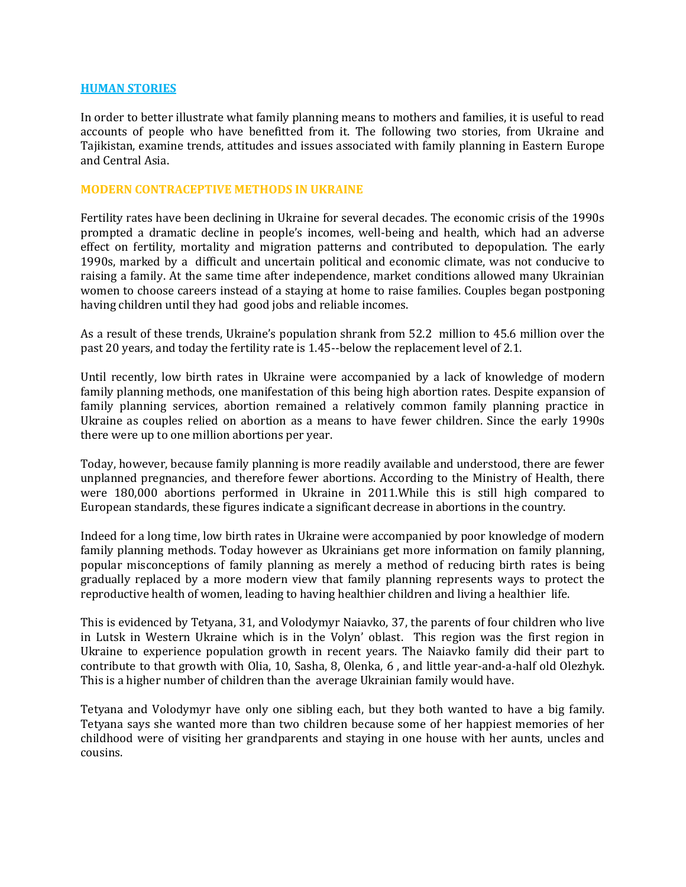## HUMAN STORIES

In order to better illustrate what family planning means to mothers and families, it is useful to read accounts of people who have benefitted from it. The following two stories, from Ukraine and Tajikistan, examine trends, attitudes and issues associated with family planning in Eastern Europe and Central Asia.

### MODERN CONTRACEPTIVE METHODS IN UKRAINE

Fertility rates have been declining in Ukraine for several decades. The economic crisis of the 1990s prompted a dramatic decline in people's incomes, well-being and health, which had an adverse effect on fertility, mortality and migration patterns and contributed to depopulation. The early 1990s, marked by a difficult and uncertain political and economic climate, was not conducive to raising a family. At the same time after independence, market conditions allowed many Ukrainian women to choose careers instead of a staying at home to raise families. Couples began postponing having children until they had good jobs and reliable incomes.

As a result of these trends, Ukraine's population shrank from 52.2 million to 45.6 million over the past 20 years, and today the fertility rate is 1.45--below the replacement level of 2.1.

Until recently, low birth rates in Ukraine were accompanied by a lack of knowledge of modern family planning methods, one manifestation of this being high abortion rates. Despite expansion of family planning services, abortion remained a relatively common family planning practice in Ukraine as couples relied on abortion as a means to have fewer children. Since the early 1990s there were up to one million abortions per year.

Today, however, because family planning is more readily available and understood, there are fewer unplanned pregnancies, and therefore fewer abortions. According to the Ministry of Health, there were 180,000 abortions performed in Ukraine in 2011.While this is still high compared to European standards, these figures indicate a significant decrease in abortions in the country.

Indeed for a long time, low birth rates in Ukraine were accompanied by poor knowledge of modern family planning methods. Today however as Ukrainians get more information on family planning, popular misconceptions of family planning as merely a method of reducing birth rates is being gradually replaced by a more modern view that family planning represents ways to protect the reproductive health of women, leading to having healthier children and living a healthier life.

This is evidenced by Tetyana, 31, and Volodymyr Naiavko, 37, the parents of four children who live in Lutsk in Western Ukraine which is in the Volyn' oblast. This region was the first region in Ukraine to experience population growth in recent years. The Naiavko family did their part to contribute to that growth with Olia, 10, Sasha, 8, Olenka, 6 , and little year-and-a-half old Olezhyk. This is a higher number of children than the average Ukrainian family would have.

Tetyana and Volodymyr have only one sibling each, but they both wanted to have a big family. Tetyana says she wanted more than two children because some of her happiest memories of her childhood were of visiting her grandparents and staying in one house with her aunts, uncles and cousins.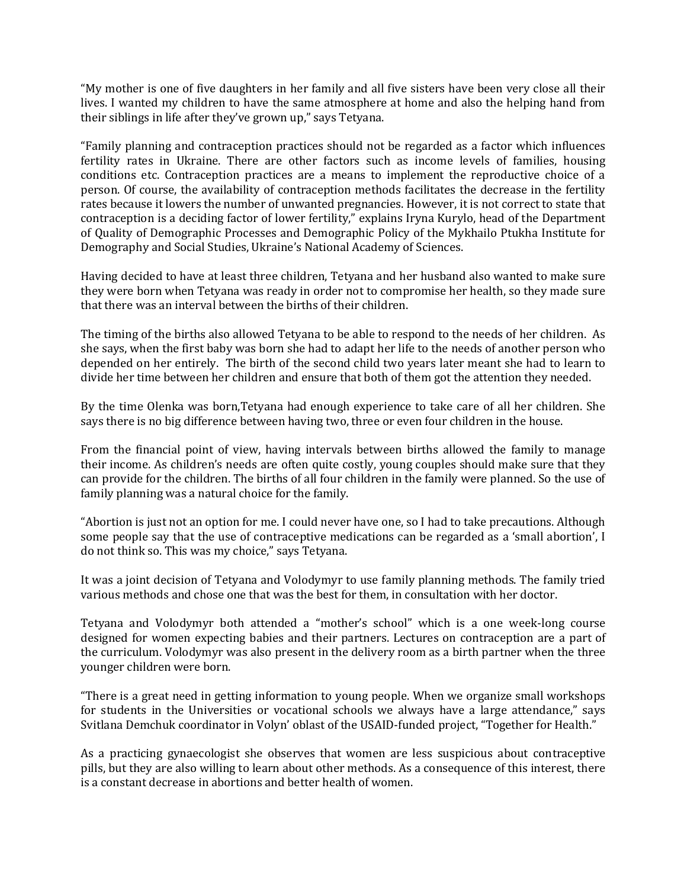"My mother is one of five daughters in her family and all five sisters have been very close all their lives. I wanted my children to have the same atmosphere at home and also the helping hand from their siblings in life after they've grown up," says Tetyana.

"Family planning and contraception practices should not be regarded as a factor which influences fertility rates in Ukraine. There are other factors such as income levels of families, housing conditions etc. Contraception practices are a means to implement the reproductive choice of a person. Of course, the availability of contraception methods facilitates the decrease in the fertility rates because it lowers the number of unwanted pregnancies. However, it is not correct to state that contraception is a deciding factor of lower fertility," explains Iryna Kurylo, head of the Department of Quality of Demographic Processes and Demographic Policy of the Mykhailo Ptukha Institute for Demography and Social Studies, Ukraine's National Academy of Sciences.

Having decided to have at least three children, Tetyana and her husband also wanted to make sure they were born when Tetyana was ready in order not to compromise her health, so they made sure that there was an interval between the births of their children.

The timing of the births also allowed Tetyana to be able to respond to the needs of her children. As she says, when the first baby was born she had to adapt her life to the needs of another person who depended on her entirely. The birth of the second child two years later meant she had to learn to divide her time between her children and ensure that both of them got the attention they needed.

By the time Olenka was born,Tetyana had enough experience to take care of all her children. She says there is no big difference between having two, three or even four children in the house.

From the financial point of view, having intervals between births allowed the family to manage their income. As children's needs are often quite costly, young couples should make sure that they can provide for the children. The births of all four children in the family were planned. So the use of family planning was a natural choice for the family.

"Abortion is just not an option for me. I could never have one, so I had to take precautions. Although some people say that the use of contraceptive medications can be regarded as a 'small abortion', I do not think so. This was my choice," says Tetyana.

It was a joint decision of Tetyana and Volodymyr to use family planning methods. The family tried various methods and chose one that was the best for them, in consultation with her doctor.

Tetyana and Volodymyr both attended a "mother's school" which is a one week-long course designed for women expecting babies and their partners. Lectures on contraception are a part of the curriculum. Volodymyr was also present in the delivery room as a birth partner when the three younger children were born.

"There is a great need in getting information to young people. When we organize small workshops for students in the Universities or vocational schools we always have a large attendance," says Svitlana Demchuk coordinator in Volyn' oblast of the USAID-funded project, "Together for Health."

As a practicing gynaecologist she observes that women are less suspicious about contraceptive pills, but they are also willing to learn about other methods. As a consequence of this interest, there is a constant decrease in abortions and better health of women.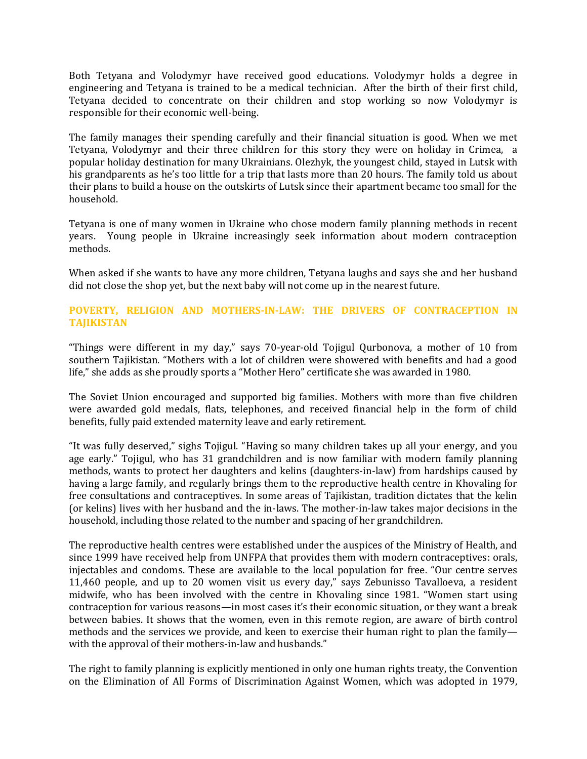Both Tetyana and Volodymyr have received good educations. Volodymyr holds a degree in engineering and Tetyana is trained to be a medical technician. After the birth of their first child, Tetyana decided to concentrate on their children and stop working so now Volodymyr is responsible for their economic well-being.

The family manages their spending carefully and their financial situation is good. When we met Tetyana, Volodymyr and their three children for this story they were on holiday in Crimea, a popular holiday destination for many Ukrainians. Olezhyk, the youngest child, stayed in Lutsk with his grandparents as he's too little for a trip that lasts more than 20 hours. The family told us about their plans to build a house on the outskirts of Lutsk since their apartment became too small for the household.

Tetyana is one of many women in Ukraine who chose modern family planning methods in recent years. Young people in Ukraine increasingly seek information about modern contraception methods.

When asked if she wants to have any more children, Tetyana laughs and says she and her husband did not close the shop yet, but the next baby will not come up in the nearest future.

## POVERTY, RELIGION AND MOTHERS-IN-LAW: THE DRIVERS OF CONTRACEPTION IN TAJIKISTAN

"Things were different in my day," says 70-year-old Tojigul Qurbonova, a mother of 10 from southern Tajikistan. "Mothers with a lot of children were showered with benefits and had a good life," she adds as she proudly sports a "Mother Hero" certificate she was awarded in 1980.

The Soviet Union encouraged and supported big families. Mothers with more than five children were awarded gold medals, flats, telephones, and received financial help in the form of child benefits, fully paid extended maternity leave and early retirement.

"It was fully deserved," sighs Tojigul. "Having so many children takes up all your energy, and you age early." Tojigul, who has 31 grandchildren and is now familiar with modern family planning methods, wants to protect her daughters and kelins (daughters-in-law) from hardships caused by having a large family, and regularly brings them to the reproductive health centre in Khovaling for free consultations and contraceptives. In some areas of Tajikistan, tradition dictates that the kelin (or kelins) lives with her husband and the in-laws. The mother-in-law takes major decisions in the household, including those related to the number and spacing of her grandchildren.

The reproductive health centres were established under the auspices of the Ministry of Health, and since 1999 have received help from UNFPA that provides them with modern contraceptives: orals, injectables and condoms. These are available to the local population for free. "Our centre serves 11,460 people, and up to 20 women visit us every day," says Zebunisso Tavalloeva, a resident midwife, who has been involved with the centre in Khovaling since 1981. "Women start using contraception for various reasons—in most cases it's their economic situation, or they want a break between babies. It shows that the women, even in this remote region, are aware of birth control methods and the services we provide, and keen to exercise their human right to plan the family—with the approval of their mothers-in-law and husbands."

The right to family planning is explicitly mentioned in only one human rights treaty, the Convention on the Elimination of All Forms of Discrimination Against Women, which was adopted in 1979,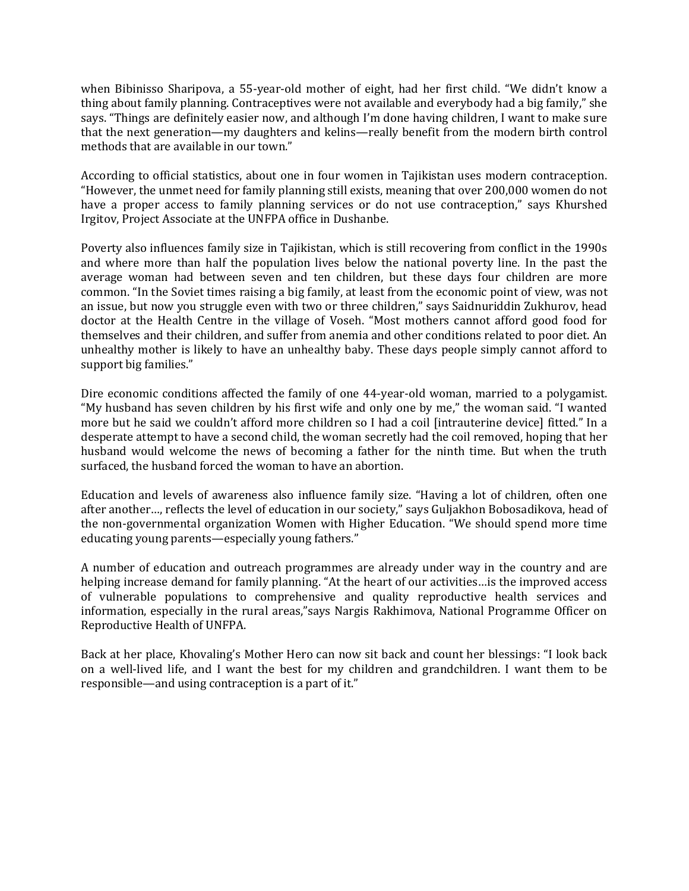when Bibinisso Sharipova, a 55-year-old mother of eight, had her first child. "We didn't know a thing about family planning. Contraceptives were not available and everybody had a big family," she says. "Things are definitely easier now, and although I'm done having children, I want to make sure that the next generation—my daughters and kelins—really benefit from the modern birth control methods that are available in our town."

According to official statistics, about one in four women in Tajikistan uses modern contraception. "However, the unmet need for family planning still exists, meaning that over 200,000 women do not have a proper access to family planning services or do not use contraception," says Khurshed Irgitov, Project Associate at the UNFPA office in Dushanbe.

Poverty also influences family size in Tajikistan, which is still recovering from conflict in the 1990s and where more than half the population lives below the national poverty line. In the past the average woman had between seven and ten children, but these days four children are more common. "In the Soviet times raising a big family, at least from the economic point of view, was not an issue, but now you struggle even with two or three children," says Saidnuriddin Zukhurov, head doctor at the Health Centre in the village of Voseh. "Most mothers cannot afford good food for themselves and their children, and suffer from anemia and other conditions related to poor diet. An unhealthy mother is likely to have an unhealthy baby. These days people simply cannot afford to support big families."

Dire economic conditions affected the family of one 44-year-old woman, married to a polygamist. "My husband has seven children by his first wife and only one by me," the woman said. "I wanted more but he said we couldn't afford more children so I had a coil [intrauterine device] fitted." In a desperate attempt to have a second child, the woman secretly had the coil removed, hoping that her husband would welcome the news of becoming a father for the ninth time. But when the truth surfaced, the husband forced the woman to have an abortion.

Education and levels of awareness also influence family size. "Having a lot of children, often one after another…, reflects the level of education in our society," says Guljakhon Bobosadikova, head of the non-governmental organization Women with Higher Education. "We should spend more time educating young parents—especially young fathers."

A number of education and outreach programmes are already under way in the country and are helping increase demand for family planning. "At the heart of our activities…is the improved access of vulnerable populations to comprehensive and quality reproductive health services and information, especially in the rural areas,"says Nargis Rakhimova, National Programme Officer on Reproductive Health of UNFPA.

Back at her place, Khovaling's Mother Hero can now sit back and count her blessings: "I look back on a well-lived life, and I want the best for my children and grandchildren. I want them to be responsible—and using contraception is a part of it."